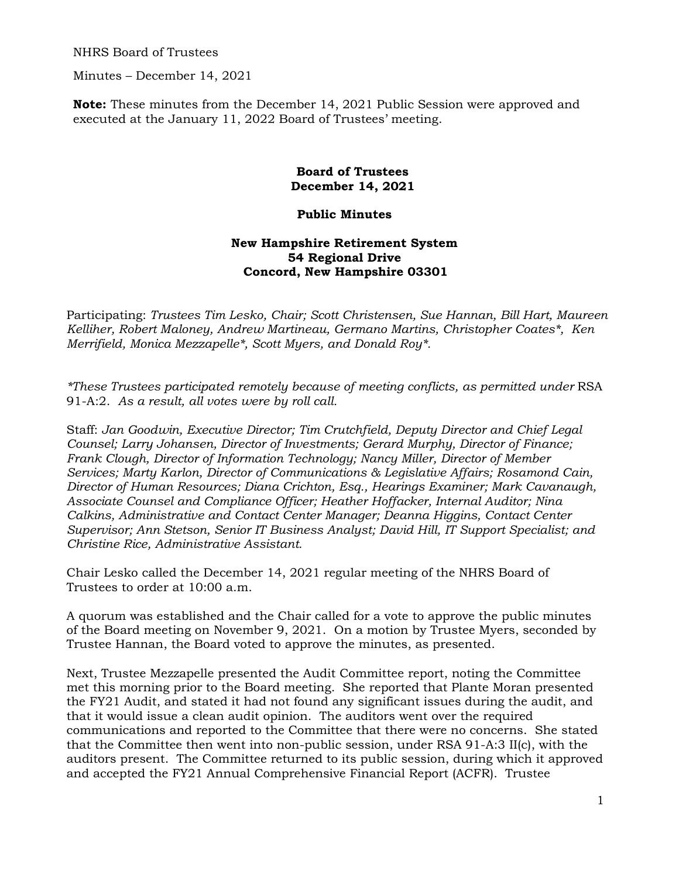NHRS Board of Trustees

Minutes – December 14, 2021

**Note:** These minutes from the December 14, 2021 Public Session were approved and executed at the January 11, 2022 Board of Trustees' meeting.

**Board of Trustees**
**December 14, 2021**

**Public Minutes**

**New Hampshire Retirement System**
**54 Regional Drive**
**Concord, New Hampshire 03301**

Participating: *Trustees Tim Lesko, Chair; Scott Christensen, Sue Hannan, Bill Hart, Maureen Kelliher, Robert Maloney, Andrew Martineau, Germano Martins, Christopher Coates\*, Ken Merrifield, Monica Mezzapelle\*, Scott Myers, and Donald Roy\*.*

*\*These Trustees participated remotely because of meeting conflicts, as permitted under* RSA 91-A:2. *As a result, all votes were by roll call.*

Staff: *Jan Goodwin, Executive Director; Tim Crutchfield, Deputy Director and Chief Legal Counsel; Larry Johansen, Director of Investments; Gerard Murphy, Director of Finance; Frank Clough, Director of Information Technology; Nancy Miller, Director of Member Services; Marty Karlon, Director of Communications & Legislative Affairs; Rosamond Cain, Director of Human Resources; Diana Crichton, Esq., Hearings Examiner; Mark Cavanaugh, Associate Counsel and Compliance Officer; Heather Hoffacker, Internal Auditor; Nina Calkins, Administrative and Contact Center Manager; Deanna Higgins, Contact Center Supervisor; Ann Stetson, Senior IT Business Analyst; David Hill, IT Support Specialist; and Christine Rice, Administrative Assistant.*

Chair Lesko called the December 14, 2021 regular meeting of the NHRS Board of Trustees to order at 10:00 a.m.

A quorum was established and the Chair called for a vote to approve the public minutes of the Board meeting on November 9, 2021. On a motion by Trustee Myers, seconded by Trustee Hannan, the Board voted to approve the minutes, as presented.

Next, Trustee Mezzapelle presented the Audit Committee report, noting the Committee met this morning prior to the Board meeting. She reported that Plante Moran presented the FY21 Audit, and stated it had not found any significant issues during the audit, and that it would issue a clean audit opinion. The auditors went over the required communications and reported to the Committee that there were no concerns. She stated that the Committee then went into non-public session, under RSA 91-A:3 II(c), with the auditors present. The Committee returned to its public session, during which it approved and accepted the FY21 Annual Comprehensive Financial Report (ACFR). Trustee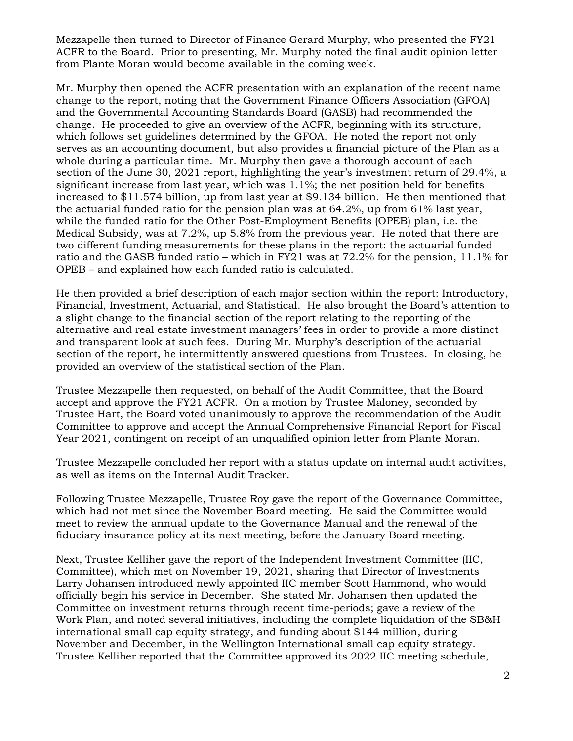Mezzapelle then turned to Director of Finance Gerard Murphy, who presented the FY21 ACFR to the Board. Prior to presenting, Mr. Murphy noted the final audit opinion letter from Plante Moran would become available in the coming week.

Mr. Murphy then opened the ACFR presentation with an explanation of the recent name change to the report, noting that the Government Finance Officers Association (GFOA) and the Governmental Accounting Standards Board (GASB) had recommended the change. He proceeded to give an overview of the ACFR, beginning with its structure, which follows set guidelines determined by the GFOA. He noted the report not only serves as an accounting document, but also provides a financial picture of the Plan as a whole during a particular time. Mr. Murphy then gave a thorough account of each section of the June 30, 2021 report, highlighting the year's investment return of 29.4%, a significant increase from last year, which was 1.1%; the net position held for benefits increased to $11.574 billion, up from last year at $9.134 billion. He then mentioned that the actuarial funded ratio for the pension plan was at 64.2%, up from 61% last year, while the funded ratio for the Other Post-Employment Benefits (OPEB) plan, i.e. the Medical Subsidy, was at 7.2%, up 5.8% from the previous year. He noted that there are two different funding measurements for these plans in the report: the actuarial funded ratio and the GASB funded ratio – which in FY21 was at 72.2% for the pension, 11.1% for OPEB – and explained how each funded ratio is calculated.

He then provided a brief description of each major section within the report: Introductory, Financial, Investment, Actuarial, and Statistical. He also brought the Board's attention to a slight change to the financial section of the report relating to the reporting of the alternative and real estate investment managers' fees in order to provide a more distinct and transparent look at such fees. During Mr. Murphy's description of the actuarial section of the report, he intermittently answered questions from Trustees. In closing, he provided an overview of the statistical section of the Plan.

Trustee Mezzapelle then requested, on behalf of the Audit Committee, that the Board accept and approve the FY21 ACFR. On a motion by Trustee Maloney, seconded by Trustee Hart, the Board voted unanimously to approve the recommendation of the Audit Committee to approve and accept the Annual Comprehensive Financial Report for Fiscal Year 2021, contingent on receipt of an unqualified opinion letter from Plante Moran.

Trustee Mezzapelle concluded her report with a status update on internal audit activities, as well as items on the Internal Audit Tracker.

Following Trustee Mezzapelle, Trustee Roy gave the report of the Governance Committee, which had not met since the November Board meeting. He said the Committee would meet to review the annual update to the Governance Manual and the renewal of the fiduciary insurance policy at its next meeting, before the January Board meeting.

Next, Trustee Kelliher gave the report of the Independent Investment Committee (IIC, Committee), which met on November 19, 2021, sharing that Director of Investments Larry Johansen introduced newly appointed IIC member Scott Hammond, who would officially begin his service in December. She stated Mr. Johansen then updated the Committee on investment returns through recent time-periods; gave a review of the Work Plan, and noted several initiatives, including the complete liquidation of the SB&H international small cap equity strategy, and funding about $144 million, during November and December, in the Wellington International small cap equity strategy. Trustee Kelliher reported that the Committee approved its 2022 IIC meeting schedule,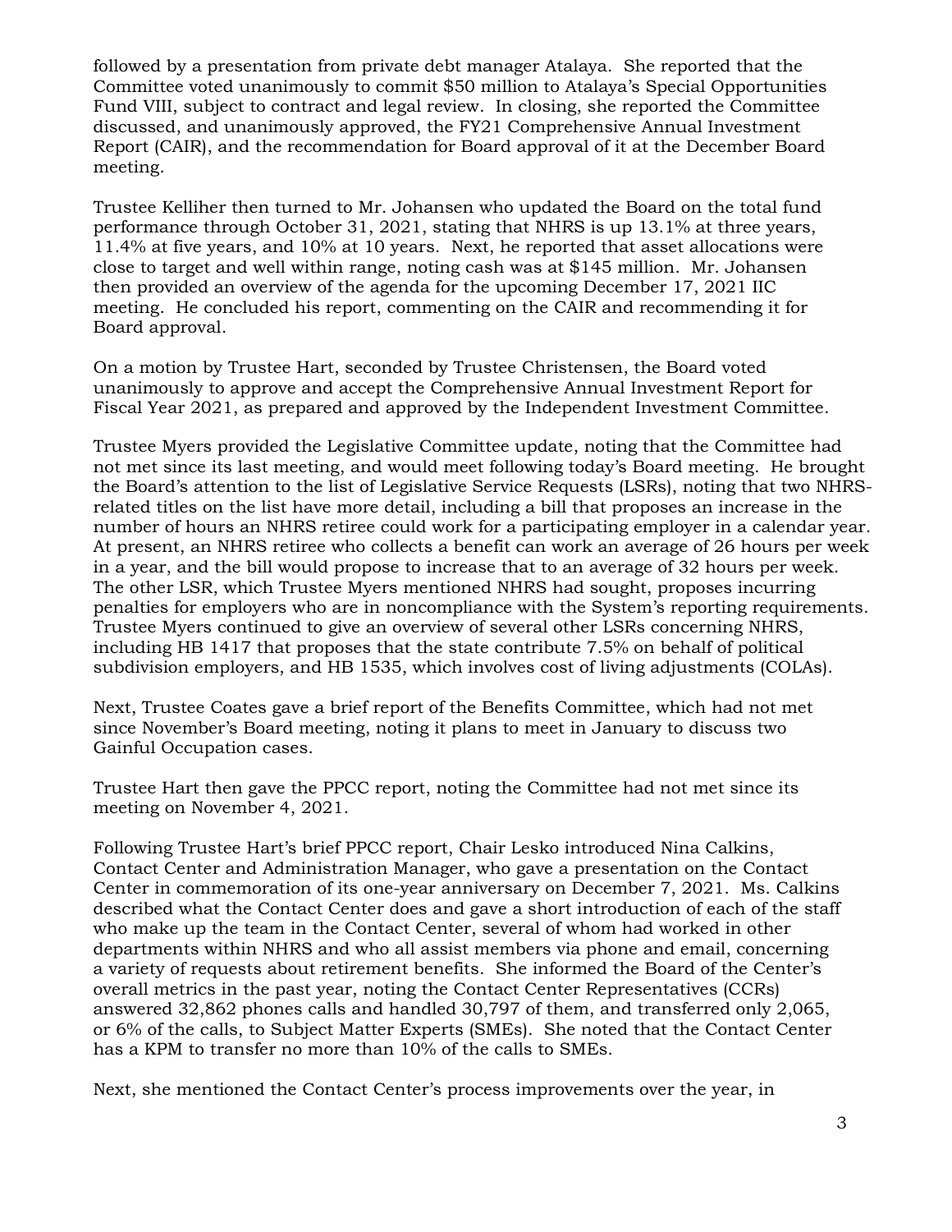followed by a presentation from private debt manager Atalaya. She reported that the Committee voted unanimously to commit $50 million to Atalaya's Special Opportunities Fund VIII, subject to contract and legal review. In closing, she reported the Committee discussed, and unanimously approved, the FY21 Comprehensive Annual Investment Report (CAIR), and the recommendation for Board approval of it at the December Board meeting.

Trustee Kelliher then turned to Mr. Johansen who updated the Board on the total fund performance through October 31, 2021, stating that NHRS is up 13.1% at three years, 11.4% at five years, and 10% at 10 years. Next, he reported that asset allocations were close to target and well within range, noting cash was at $145 million. Mr. Johansen then provided an overview of the agenda for the upcoming December 17, 2021 IIC meeting. He concluded his report, commenting on the CAIR and recommending it for Board approval.

On a motion by Trustee Hart, seconded by Trustee Christensen, the Board voted unanimously to approve and accept the Comprehensive Annual Investment Report for Fiscal Year 2021, as prepared and approved by the Independent Investment Committee.

Trustee Myers provided the Legislative Committee update, noting that the Committee had not met since its last meeting, and would meet following today's Board meeting. He brought the Board's attention to the list of Legislative Service Requests (LSRs), noting that two NHRS-related titles on the list have more detail, including a bill that proposes an increase in the number of hours an NHRS retiree could work for a participating employer in a calendar year. At present, an NHRS retiree who collects a benefit can work an average of 26 hours per week in a year, and the bill would propose to increase that to an average of 32 hours per week. The other LSR, which Trustee Myers mentioned NHRS had sought, proposes incurring penalties for employers who are in noncompliance with the System's reporting requirements. Trustee Myers continued to give an overview of several other LSRs concerning NHRS, including HB 1417 that proposes that the state contribute 7.5% on behalf of political subdivision employers, and HB 1535, which involves cost of living adjustments (COLAs).

Next, Trustee Coates gave a brief report of the Benefits Committee, which had not met since November's Board meeting, noting it plans to meet in January to discuss two Gainful Occupation cases.

Trustee Hart then gave the PPCC report, noting the Committee had not met since its meeting on November 4, 2021.

Following Trustee Hart's brief PPCC report, Chair Lesko introduced Nina Calkins, Contact Center and Administration Manager, who gave a presentation on the Contact Center in commemoration of its one-year anniversary on December 7, 2021. Ms. Calkins described what the Contact Center does and gave a short introduction of each of the staff who make up the team in the Contact Center, several of whom had worked in other departments within NHRS and who all assist members via phone and email, concerning a variety of requests about retirement benefits. She informed the Board of the Center's overall metrics in the past year, noting the Contact Center Representatives (CCRs) answered 32,862 phones calls and handled 30,797 of them, and transferred only 2,065, or 6% of the calls, to Subject Matter Experts (SMEs). She noted that the Contact Center has a KPM to transfer no more than 10% of the calls to SMEs.

Next, she mentioned the Contact Center's process improvements over the year, in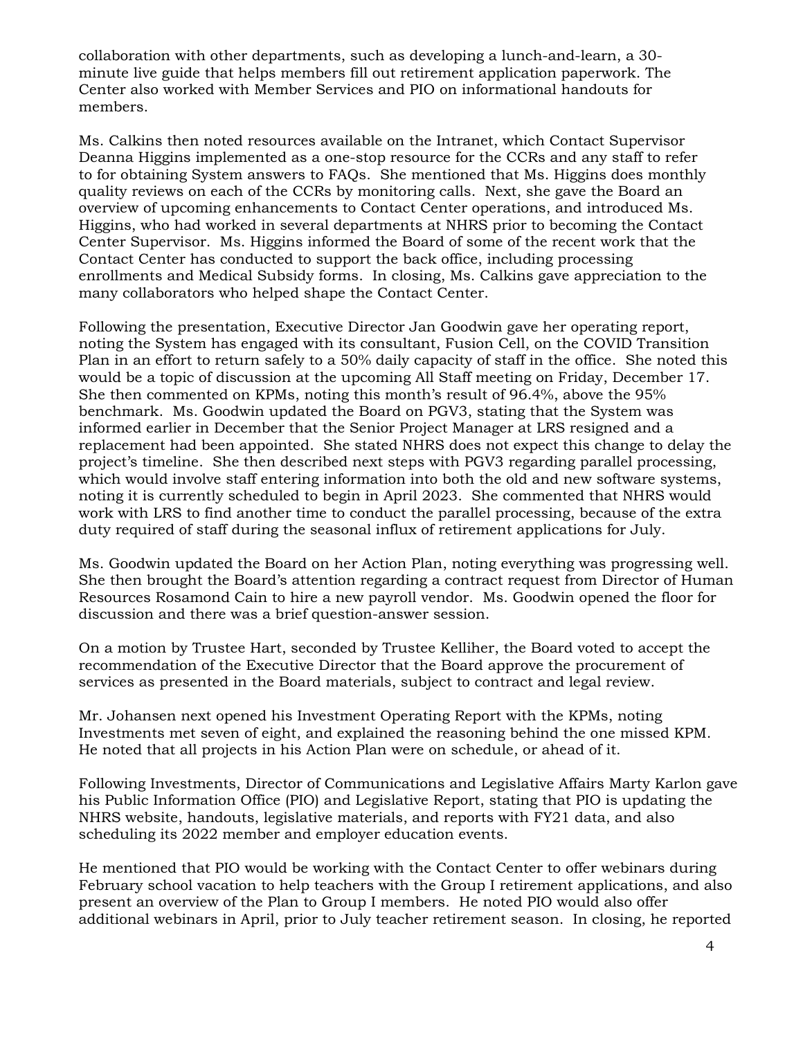collaboration with other departments, such as developing a lunch-and-learn, a 30-minute live guide that helps members fill out retirement application paperwork. The Center also worked with Member Services and PIO on informational handouts for members.

Ms. Calkins then noted resources available on the Intranet, which Contact Supervisor Deanna Higgins implemented as a one-stop resource for the CCRs and any staff to refer to for obtaining System answers to FAQs. She mentioned that Ms. Higgins does monthly quality reviews on each of the CCRs by monitoring calls. Next, she gave the Board an overview of upcoming enhancements to Contact Center operations, and introduced Ms. Higgins, who had worked in several departments at NHRS prior to becoming the Contact Center Supervisor. Ms. Higgins informed the Board of some of the recent work that the Contact Center has conducted to support the back office, including processing enrollments and Medical Subsidy forms. In closing, Ms. Calkins gave appreciation to the many collaborators who helped shape the Contact Center.

Following the presentation, Executive Director Jan Goodwin gave her operating report, noting the System has engaged with its consultant, Fusion Cell, on the COVID Transition Plan in an effort to return safely to a 50% daily capacity of staff in the office. She noted this would be a topic of discussion at the upcoming All Staff meeting on Friday, December 17. She then commented on KPMs, noting this month's result of 96.4%, above the 95% benchmark. Ms. Goodwin updated the Board on PGV3, stating that the System was informed earlier in December that the Senior Project Manager at LRS resigned and a replacement had been appointed. She stated NHRS does not expect this change to delay the project's timeline. She then described next steps with PGV3 regarding parallel processing, which would involve staff entering information into both the old and new software systems, noting it is currently scheduled to begin in April 2023. She commented that NHRS would work with LRS to find another time to conduct the parallel processing, because of the extra duty required of staff during the seasonal influx of retirement applications for July.

Ms. Goodwin updated the Board on her Action Plan, noting everything was progressing well. She then brought the Board's attention regarding a contract request from Director of Human Resources Rosamond Cain to hire a new payroll vendor. Ms. Goodwin opened the floor for discussion and there was a brief question-answer session.

On a motion by Trustee Hart, seconded by Trustee Kelliher, the Board voted to accept the recommendation of the Executive Director that the Board approve the procurement of services as presented in the Board materials, subject to contract and legal review.

Mr. Johansen next opened his Investment Operating Report with the KPMs, noting Investments met seven of eight, and explained the reasoning behind the one missed KPM. He noted that all projects in his Action Plan were on schedule, or ahead of it.

Following Investments, Director of Communications and Legislative Affairs Marty Karlon gave his Public Information Office (PIO) and Legislative Report, stating that PIO is updating the NHRS website, handouts, legislative materials, and reports with FY21 data, and also scheduling its 2022 member and employer education events.

He mentioned that PIO would be working with the Contact Center to offer webinars during February school vacation to help teachers with the Group I retirement applications, and also present an overview of the Plan to Group I members. He noted PIO would also offer additional webinars in April, prior to July teacher retirement season. In closing, he reported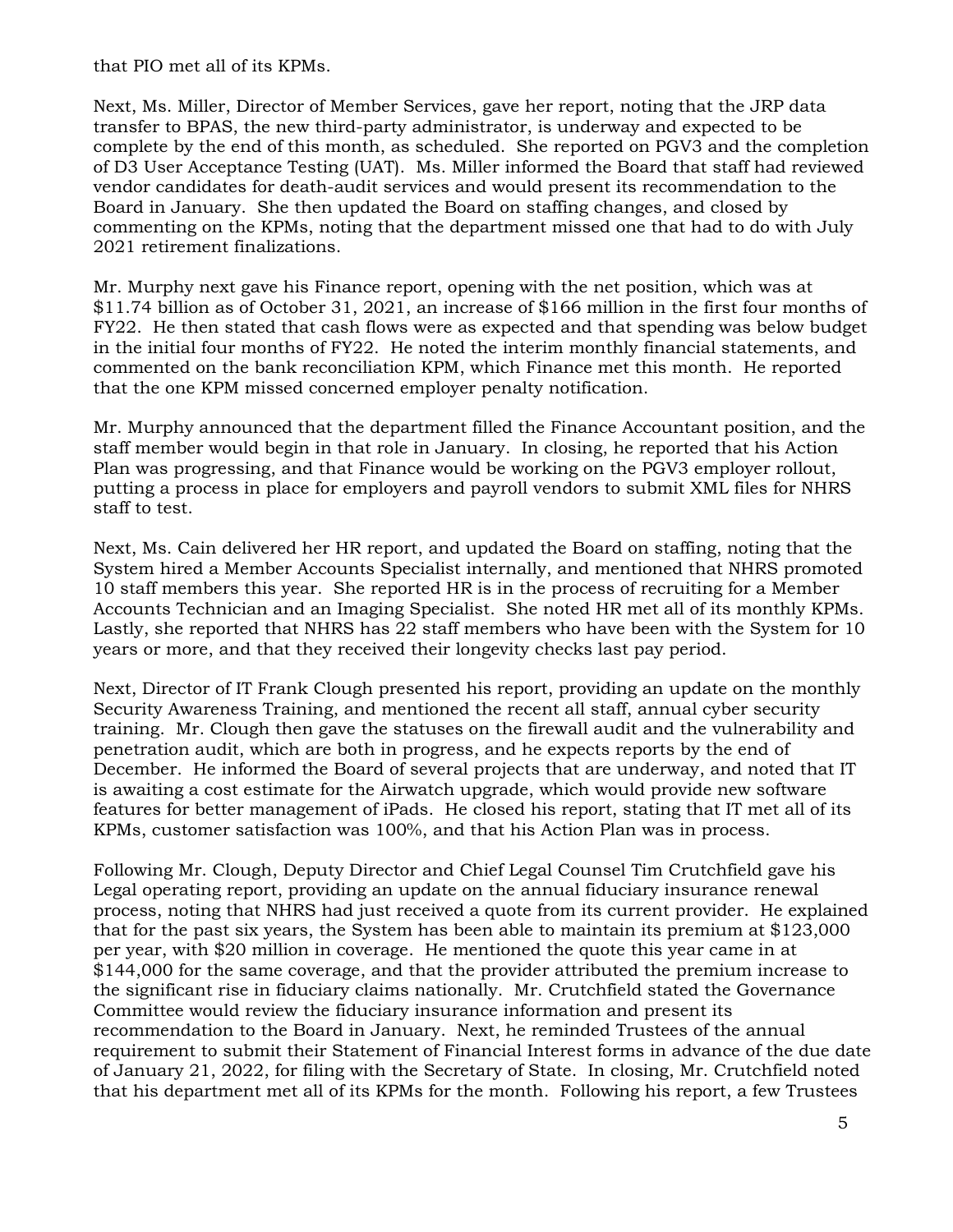that PIO met all of its KPMs.

Next, Ms. Miller, Director of Member Services, gave her report, noting that the JRP data transfer to BPAS, the new third-party administrator, is underway and expected to be complete by the end of this month, as scheduled. She reported on PGV3 and the completion of D3 User Acceptance Testing (UAT). Ms. Miller informed the Board that staff had reviewed vendor candidates for death-audit services and would present its recommendation to the Board in January. She then updated the Board on staffing changes, and closed by commenting on the KPMs, noting that the department missed one that had to do with July 2021 retirement finalizations.

Mr. Murphy next gave his Finance report, opening with the net position, which was at $11.74 billion as of October 31, 2021, an increase of $166 million in the first four months of FY22. He then stated that cash flows were as expected and that spending was below budget in the initial four months of FY22. He noted the interim monthly financial statements, and commented on the bank reconciliation KPM, which Finance met this month. He reported that the one KPM missed concerned employer penalty notification.

Mr. Murphy announced that the department filled the Finance Accountant position, and the staff member would begin in that role in January. In closing, he reported that his Action Plan was progressing, and that Finance would be working on the PGV3 employer rollout, putting a process in place for employers and payroll vendors to submit XML files for NHRS staff to test.

Next, Ms. Cain delivered her HR report, and updated the Board on staffing, noting that the System hired a Member Accounts Specialist internally, and mentioned that NHRS promoted 10 staff members this year. She reported HR is in the process of recruiting for a Member Accounts Technician and an Imaging Specialist. She noted HR met all of its monthly KPMs. Lastly, she reported that NHRS has 22 staff members who have been with the System for 10 years or more, and that they received their longevity checks last pay period.

Next, Director of IT Frank Clough presented his report, providing an update on the monthly Security Awareness Training, and mentioned the recent all staff, annual cyber security training. Mr. Clough then gave the statuses on the firewall audit and the vulnerability and penetration audit, which are both in progress, and he expects reports by the end of December. He informed the Board of several projects that are underway, and noted that IT is awaiting a cost estimate for the Airwatch upgrade, which would provide new software features for better management of iPads. He closed his report, stating that IT met all of its KPMs, customer satisfaction was 100%, and that his Action Plan was in process.

Following Mr. Clough, Deputy Director and Chief Legal Counsel Tim Crutchfield gave his Legal operating report, providing an update on the annual fiduciary insurance renewal process, noting that NHRS had just received a quote from its current provider. He explained that for the past six years, the System has been able to maintain its premium at $123,000 per year, with $20 million in coverage. He mentioned the quote this year came in at $144,000 for the same coverage, and that the provider attributed the premium increase to the significant rise in fiduciary claims nationally. Mr. Crutchfield stated the Governance Committee would review the fiduciary insurance information and present its recommendation to the Board in January. Next, he reminded Trustees of the annual requirement to submit their Statement of Financial Interest forms in advance of the due date of January 21, 2022, for filing with the Secretary of State. In closing, Mr. Crutchfield noted that his department met all of its KPMs for the month. Following his report, a few Trustees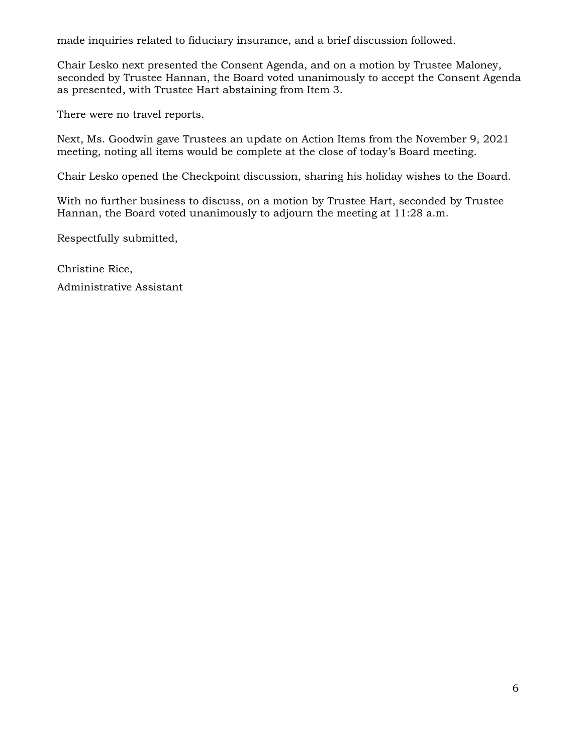made inquiries related to fiduciary insurance, and a brief discussion followed.

Chair Lesko next presented the Consent Agenda, and on a motion by Trustee Maloney, seconded by Trustee Hannan, the Board voted unanimously to accept the Consent Agenda as presented, with Trustee Hart abstaining from Item 3.

There were no travel reports.

Next, Ms. Goodwin gave Trustees an update on Action Items from the November 9, 2021 meeting, noting all items would be complete at the close of today's Board meeting.

Chair Lesko opened the Checkpoint discussion, sharing his holiday wishes to the Board.

With no further business to discuss, on a motion by Trustee Hart, seconded by Trustee Hannan, the Board voted unanimously to adjourn the meeting at 11:28 a.m.

Respectfully submitted,

Christine Rice,

Administrative Assistant